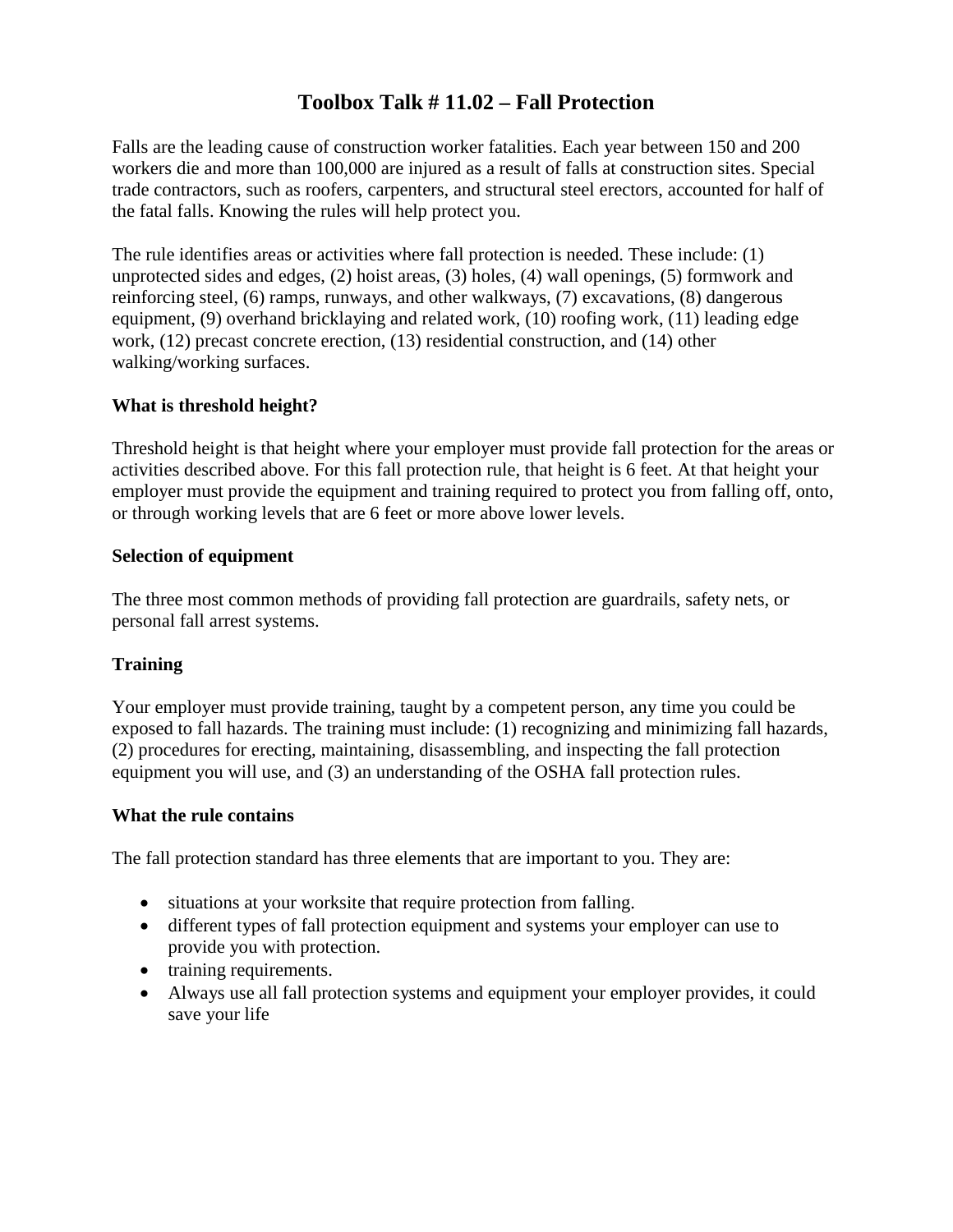# Toolbox Talk # 11.02 – Fall Protection

Falls are the leading cause of construction worker fatalities. Each year between 150 and 200 workers die and more than 100,000 are injured as a result of falls at construction sites. Special trade contractors, such as roofers, carpenters, and structural steel erectors, accounted for half of the fatal falls. Knowing the rules will help protect you.

The rule identifies areas or activities where fall protection is needed. These include: (1) unprotected sides and edges, (2) hoist areas, (3) holes, (4) wall openings, (5) formwork and reinforcing steel, (6) ramps, runways, and other walkways, (7) excavations, (8) dangerous equipment, (9) overhand bricklaying and related work, (10) roofing work, (11) leading edge work, (12) precast concrete erection, (13) residential construction, and (14) other walking/working surfaces.

**What is threshold height?**

Threshold height is that height where your employer must provide fall protection for the areas or activities described above. For this fall protection rule, that height is 6 feet. At that height your employer must provide the equipment and training required to protect you from falling off, onto, or through working levels that are 6 feet or more above lower levels.

**Selection of equipment**

The three most common methods of providing fall protection are guardrails, safety nets, or personal fall arrest systems.

**Training**

Your employer must provide training, taught by a competent person, any time you could be exposed to fall hazards. The training must include: (1) recognizing and minimizing fall hazards, (2) procedures for erecting, maintaining, disassembling, and inspecting the fall protection equipment you will use, and (3) an understanding of the OSHA fall protection rules.

**What the rule contains**

The fall protection standard has three elements that are important to you. They are:

- situations at your worksite that require protection from falling.
- different types of fall protection equipment and systems your employer can use to provide you with protection.
- training requirements.
- Always use all fall protection systems and equipment your employer provides, it could save your life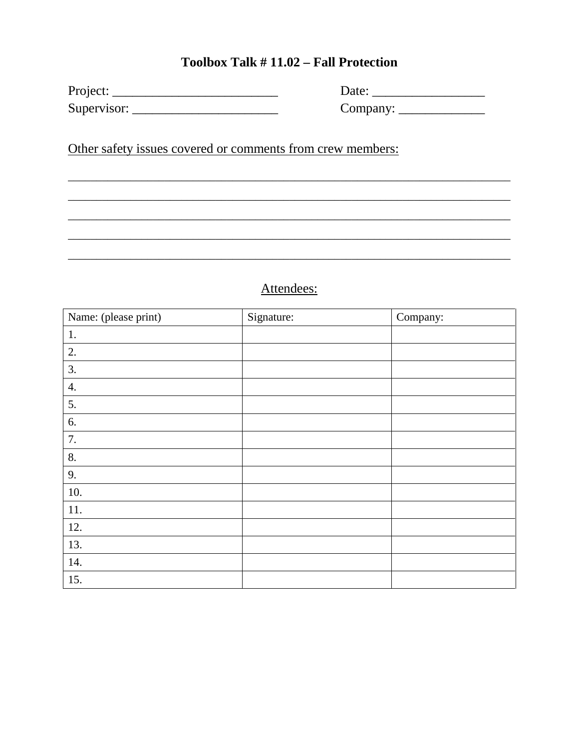# Toolbox Talk # 11.02 – Fall Protection

Project: _________________________ Date: _________________

Supervisor: ______________________ Company: _____________

Other safety issues covered or comments from crew members:

___________________________________________________________________________

___________________________________________________________________________

___________________________________________________________________________

___________________________________________________________________________

___________________________________________________________________________

Attendees:

| Name: (please print) | Signature: | Company: |
|---|---|---|
| 1. | | |
| 2. | | |
| 3. | | |
| 4. | | |
| 5. | | |
| 6. | | |
| 7. | | |
| 8. | | |
| 9. | | |
| 10. | | |
| 11. | | |
| 12. | | |
| 13. | | |
| 14. | | |
| 15. | | |